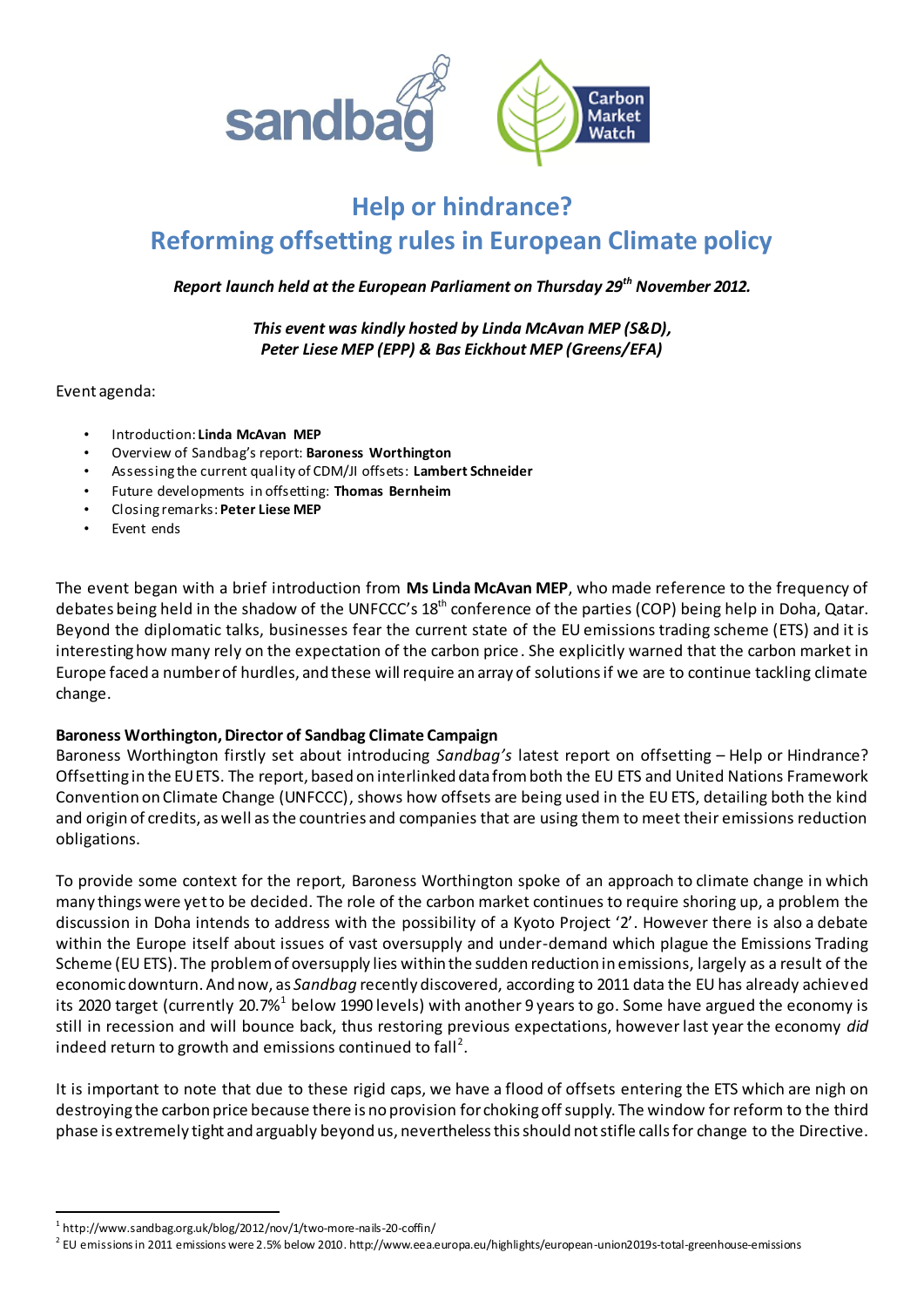# Help or hindrance?
# Reforming offsetting rules in European Climate policy

***Report launch held at the European Parliament on Thursday 29th November 2012.***

***This event was kindly hosted by Linda McAvan MEP (S&D), Peter Liese MEP (EPP) & Bas Eickhout MEP (Greens/EFA)***

Event agenda:

- Introduction: **Linda McAvan MEP**
- Overview of Sandbag's report: **Baroness Worthington**
- Assessing the current quality of CDM/JI offsets: **Lambert Schneider**
- Future developments in offsetting: **Thomas Bernheim**
- Closing remarks: **Peter Liese MEP**
- Event ends

The event began with a brief introduction from **Ms Linda McAvan MEP**, who made reference to the frequency of debates being held in the shadow of the UNFCCC's 18th conference of the parties (COP) being help in Doha, Qatar. Beyond the diplomatic talks, businesses fear the current state of the EU emissions trading scheme (ETS) and it is interesting how many rely on the expectation of the carbon price. She explicitly warned that the carbon market in Europe faced a number of hurdles, and these will require an array of solutions if we are to continue tackling climate change.

**Baroness Worthington, Director of Sandbag Climate Campaign**

Baroness Worthington firstly set about introducing *Sandbag's* latest report on offsetting – Help or Hindrance? Offsetting in the EU ETS. The report, based on interlinked data from both the EU ETS and United Nations Framework Convention on Climate Change (UNFCCC), shows how offsets are being used in the EU ETS, detailing both the kind and origin of credits, as well as the countries and companies that are using them to meet their emissions reduction obligations.

To provide some context for the report, Baroness Worthington spoke of an approach to climate change in which many things were yet to be decided. The role of the carbon market continues to require shoring up, a problem the discussion in Doha intends to address with the possibility of a Kyoto Project '2'. However there is also a debate within the Europe itself about issues of vast oversupply and under-demand which plague the Emissions Trading Scheme (EU ETS). The problem of oversupply lies within the sudden reduction in emissions, largely as a result of the economic downturn. And now, as *Sandbag* recently discovered, according to 2011 data the EU has already achieved its 2020 target (currently 20.7%[1] below 1990 levels) with another 9 years to go. Some have argued the economy is still in recession and will bounce back, thus restoring previous expectations, however last year the economy *did* indeed return to growth and emissions continued to fall[2].

It is important to note that due to these rigid caps, we have a flood of offsets entering the ETS which are nigh on destroying the carbon price because there is no provision for choking off supply. The window for reform to the third phase is extremely tight and arguably beyond us, nevertheless this should not stifle calls for change to the Directive.

---

[1] http://www.sandbag.org.uk/blog/2012/nov/1/two-more-nails-20-coffin/

[2] EU emissions in 2011 emissions were 2.5% below 2010. http://www.eea.europa.eu/highlights/european-union2019s-total-greenhouse-emissions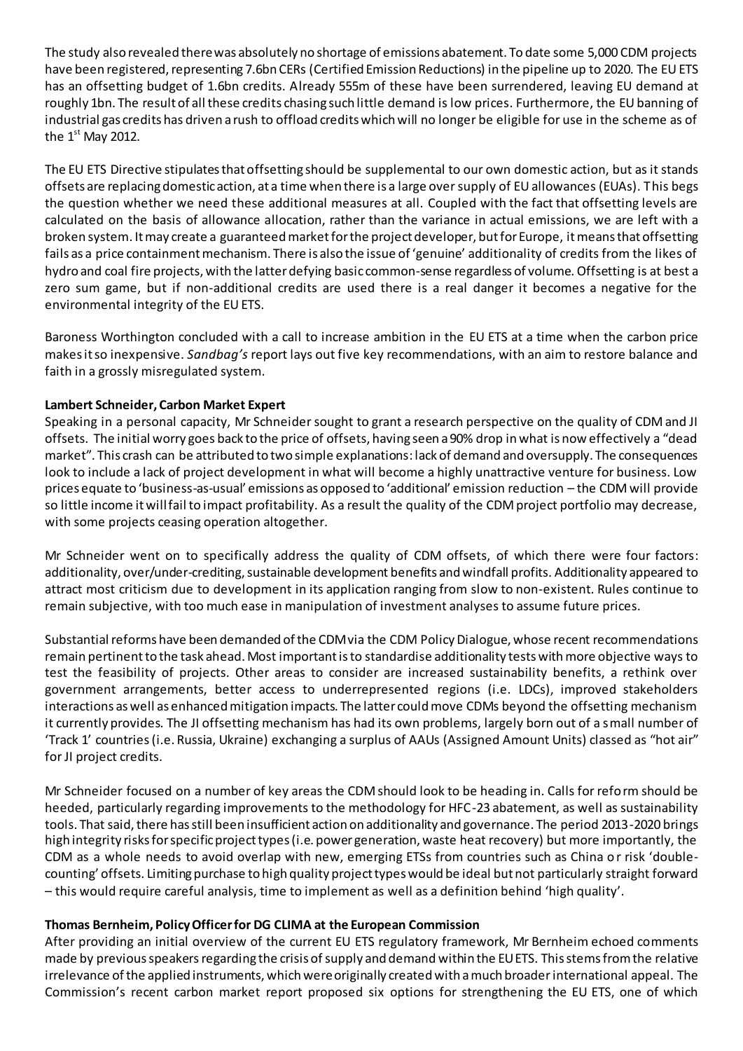The study also revealed there was absolutely no shortage of emissions abatement. To date some 5,000 CDM projects have been registered, representing 7.6bn CERs (Certified Emission Reductions) in the pipeline up to 2020. The EU ETS has an offsetting budget of 1.6bn credits. Already 555m of these have been surrendered, leaving EU demand at roughly 1bn. The result of all these credits chasing such little demand is low prices. Furthermore, the EU banning of industrial gas credits has driven a rush to offload credits which will no longer be eligible for use in the scheme as of the 1st May 2012.

The EU ETS Directive stipulates that offsetting should be supplemental to our own domestic action, but as it stands offsets are replacing domestic action, at a time when there is a large over supply of EU allowances (EUAs). This begs the question whether we need these additional measures at all. Coupled with the fact that offsetting levels are calculated on the basis of allowance allocation, rather than the variance in actual emissions, we are left with a broken system. It may create a guaranteed market for the project developer, but for Europe, it means that offsetting fails as a price containment mechanism. There is also the issue of 'genuine' additionality of credits from the likes of hydro and coal fire projects, with the latter defying basic common-sense regardless of volume. Offsetting is at best a zero sum game, but if non-additional credits are used there is a real danger it becomes a negative for the environmental integrity of the EU ETS.

Baroness Worthington concluded with a call to increase ambition in the EU ETS at a time when the carbon price makes it so inexpensive. *Sandbag's* report lays out five key recommendations, with an aim to restore balance and faith in a grossly misregulated system.

**Lambert Schneider, Carbon Market Expert**

Speaking in a personal capacity, Mr Schneider sought to grant a research perspective on the quality of CDM and JI offsets. The initial worry goes back to the price of offsets, having seen a 90% drop in what is now effectively a "dead market". This crash can be attributed to two simple explanations: lack of demand and oversupply. The consequences look to include a lack of project development in what will become a highly unattractive venture for business. Low prices equate to 'business-as-usual' emissions as opposed to 'additional' emission reduction – the CDM will provide so little income it will fail to impact profitability. As a result the quality of the CDM project portfolio may decrease, with some projects ceasing operation altogether.

Mr Schneider went on to specifically address the quality of CDM offsets, of which there were four factors: additionality, over/under-crediting, sustainable development benefits and windfall profits. Additionality appeared to attract most criticism due to development in its application ranging from slow to non-existent. Rules continue to remain subjective, with too much ease in manipulation of investment analyses to assume future prices.

Substantial reforms have been demanded of the CDM via the CDM Policy Dialogue, whose recent recommendations remain pertinent to the task ahead. Most important is to standardise additionality tests with more objective ways to test the feasibility of projects. Other areas to consider are increased sustainability benefits, a rethink over government arrangements, better access to underrepresented regions (i.e. LDCs), improved stakeholders interactions as well as enhanced mitigation impacts. The latter could move CDMs beyond the offsetting mechanism it currently provides. The JI offsetting mechanism has had its own problems, largely born out of a small number of 'Track 1' countries (i.e. Russia, Ukraine) exchanging a surplus of AAUs (Assigned Amount Units) classed as "hot air" for JI project credits.

Mr Schneider focused on a number of key areas the CDM should look to be heading in. Calls for reform should be heeded, particularly regarding improvements to the methodology for HFC-23 abatement, as well as sustainability tools. That said, there has still been insufficient action on additionality and governance. The period 2013-2020 brings high integrity risks for specific project types (i.e. power generation, waste heat recovery) but more importantly, the CDM as a whole needs to avoid overlap with new, emerging ETSs from countries such as China or risk 'double-counting' offsets. Limiting purchase to high quality project types would be ideal but not particularly straight forward – this would require careful analysis, time to implement as well as a definition behind 'high quality'.

**Thomas Bernheim, Policy Officer for DG CLIMA at the European Commission**

After providing an initial overview of the current EU ETS regulatory framework, Mr Bernheim echoed comments made by previous speakers regarding the crisis of supply and demand within the EU ETS. This stems from the relative irrelevance of the applied instruments, which were originally created with a much broader international appeal. The Commission's recent carbon market report proposed six options for strengthening the EU ETS, one of which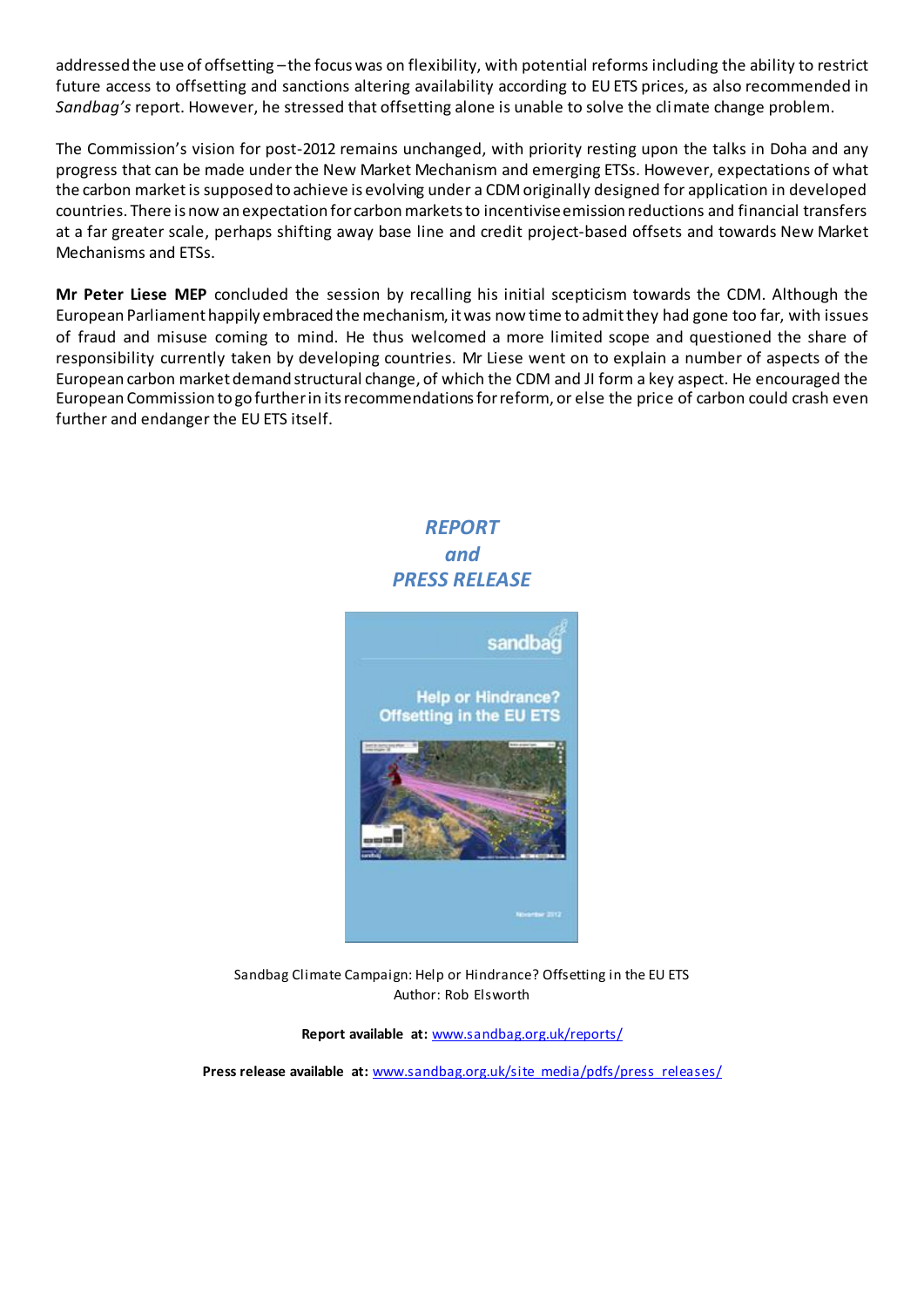addressed the use of offsetting – the focus was on flexibility, with potential reforms including the ability to restrict future access to offsetting and sanctions altering availability according to EU ETS prices, as also recommended in *Sandbag's* report. However, he stressed that offsetting alone is unable to solve the climate change problem.

The Commission's vision for post-2012 remains unchanged, with priority resting upon the talks in Doha and any progress that can be made under the New Market Mechanism and emerging ETSs. However, expectations of what the carbon market is supposed to achieve is evolving under a CDM originally designed for application in developed countries. There is now an expectation for carbon markets to incentivise emission reductions and financial transfers at a far greater scale, perhaps shifting away base line and credit project-based offsets and towards New Market Mechanisms and ETSs.

**Mr Peter Liese MEP** concluded the session by recalling his initial scepticism towards the CDM. Although the European Parliament happily embraced the mechanism, it was now time to admit they had gone too far, with issues of fraud and misuse coming to mind. He thus welcomed a more limited scope and questioned the share of responsibility currently taken by developing countries. Mr Liese went on to explain a number of aspects of the European carbon market demand structural change, of which the CDM and JI form a key aspect. He encouraged the European Commission to go further in its recommendations for reform, or else the price of carbon could crash even further and endanger the EU ETS itself.

***REPORT***
***and***
***PRESS RELEASE***

Sandbag Climate Campaign: Help or Hindrance? Offsetting in the EU ETS
Author: Rob Elsworth

**Report available at:** www.sandbag.org.uk/reports/

**Press release available at:** www.sandbag.org.uk/site_media/pdfs/press_releases/